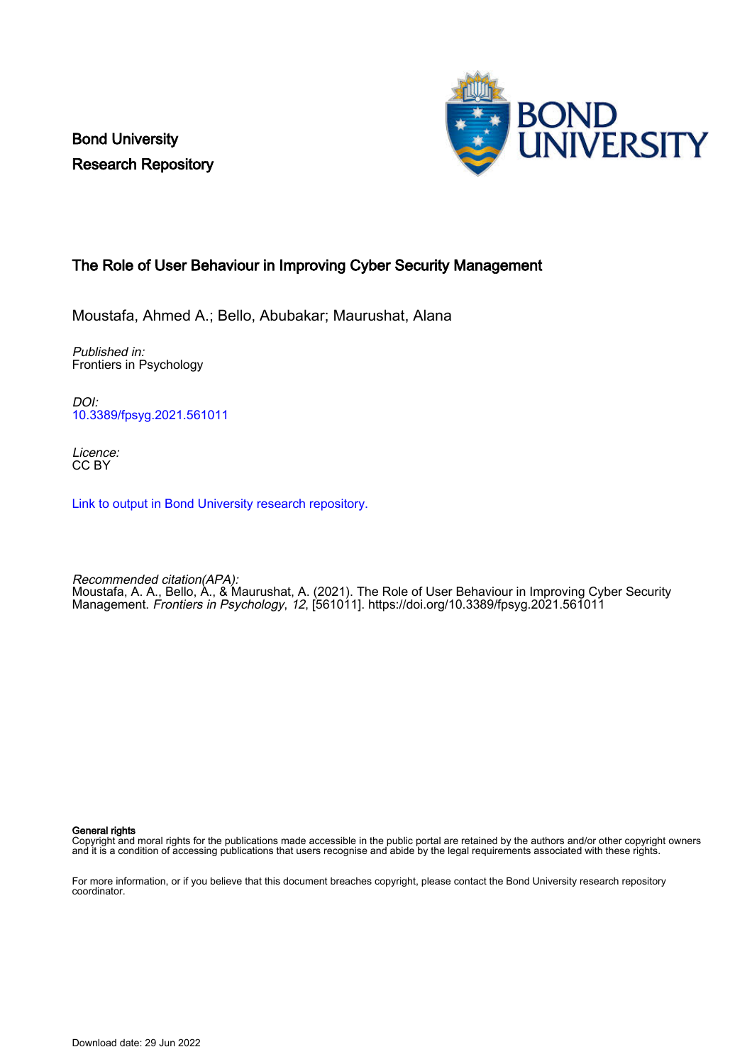Bond University
Research Repository

## The Role of User Behaviour in Improving Cyber Security Management

Moustafa, Ahmed A.; Bello, Abubakar; Maurushat, Alana

*Published in:*
Frontiers in Psychology

*DOI:*
10.3389/fpsyg.2021.561011

*Licence:*
CC BY

Link to output in Bond University research repository.

*Recommended citation(APA):*
Moustafa, A. A., Bello, A., & Maurushat, A. (2021). The Role of User Behaviour in Improving Cyber Security Management. *Frontiers in Psychology*, *12*, [561011]. https://doi.org/10.3389/fpsyg.2021.561011

**General rights**
Copyright and moral rights for the publications made accessible in the public portal are retained by the authors and/or other copyright owners and it is a condition of accessing publications that users recognise and abide by the legal requirements associated with these rights.

For more information, or if you believe that this document breaches copyright, please contact the Bond University research repository coordinator.

Download date: 29 Jun 2022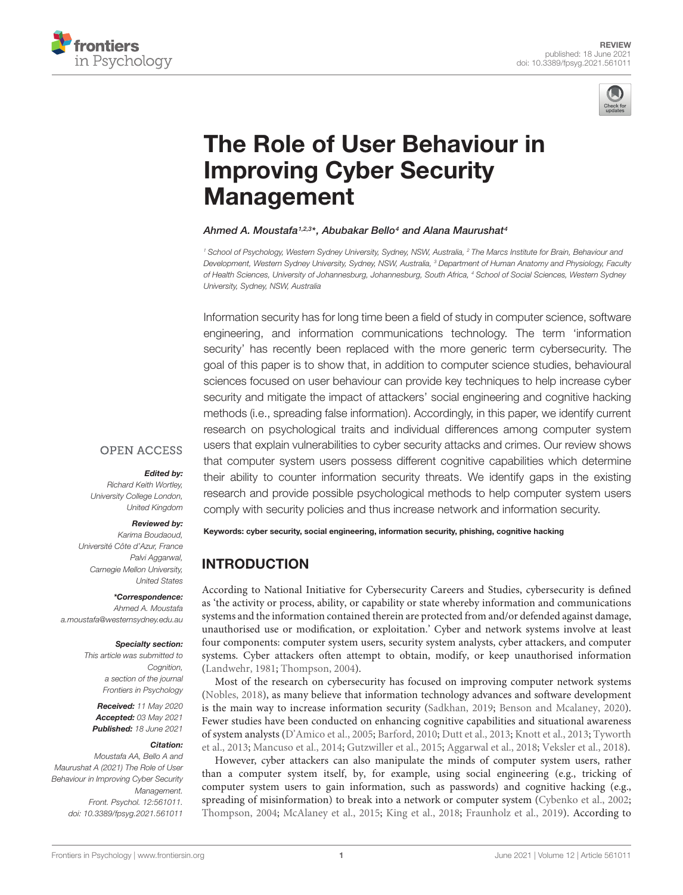# The Role of User Behaviour in Improving Cyber Security Management

*Ahmed A. Moustafa[1,2,3]\*, Abubakar Bello[4] and Alana Maurushat[4]*

[1] School of Psychology, Western Sydney University, Sydney, NSW, Australia, [2] The Marcs Institute for Brain, Behaviour and Development, Western Sydney University, Sydney, NSW, Australia, [3] Department of Human Anatomy and Physiology, Faculty of Health Sciences, University of Johannesburg, Johannesburg, South Africa, [4] School of Social Sciences, Western Sydney University, Sydney, NSW, Australia

OPEN ACCESS

***Edited by:***
Richard Keith Wortley, University College London, United Kingdom

***Reviewed by:***
Karima Boudaoud, Université Côte d'Azur, France
Palvi Aggarwal, Carnegie Mellon University, United States

***\*Correspondence:***
Ahmed A. Moustafa
a.moustafa@westernsydney.edu.au

***Specialty section:***
This article was submitted to Cognition, a section of the journal Frontiers in Psychology

***Received:*** 11 May 2020
***Accepted:*** 03 May 2021
***Published:*** 18 June 2021

***Citation:***
Moustafa AA, Bello A and Maurushat A (2021) The Role of User Behaviour in Improving Cyber Security Management. Front. Psychol. 12:561011. doi: 10.3389/fpsyg.2021.561011

Information security has for long time been a field of study in computer science, software engineering, and information communications technology. The term 'information security' has recently been replaced with the more generic term cybersecurity. The goal of this paper is to show that, in addition to computer science studies, behavioural sciences focused on user behaviour can provide key techniques to help increase cyber security and mitigate the impact of attackers' social engineering and cognitive hacking methods (i.e., spreading false information). Accordingly, in this paper, we identify current research on psychological traits and individual differences among computer system users that explain vulnerabilities to cyber security attacks and crimes. Our review shows that computer system users possess different cognitive capabilities which determine their ability to counter information security threats. We identify gaps in the existing research and provide possible psychological methods to help computer system users comply with security policies and thus increase network and information security.

**Keywords: cyber security, social engineering, information security, phishing, cognitive hacking**

## INTRODUCTION

According to National Initiative for Cybersecurity Careers and Studies, cybersecurity is defined as 'the activity or process, ability, or capability or state whereby information and communications systems and the information contained therein are protected from and/or defended against damage, unauthorised use or modification, or exploitation.' Cyber and network systems involve at least four components: computer system users, security system analysts, cyber attackers, and computer systems. Cyber attackers often attempt to obtain, modify, or keep unauthorised information (Landwehr, 1981; Thompson, 2004).

Most of the research on cybersecurity has focused on improving computer network systems (Nobles, 2018), as many believe that information technology advances and software development is the main way to increase information security (Sadkhan, 2019; Benson and Mcalaney, 2020). Fewer studies have been conducted on enhancing cognitive capabilities and situational awareness of system analysts (D'Amico et al., 2005; Barford, 2010; Dutt et al., 2013; Knott et al., 2013; Tyworth et al., 2013; Mancuso et al., 2014; Gutzwiller et al., 2015; Aggarwal et al., 2018; Veksler et al., 2018).

However, cyber attackers can also manipulate the minds of computer system users, rather than a computer system itself, by, for example, using social engineering (e.g., tricking of computer system users to gain information, such as passwords) and cognitive hacking (e.g., spreading of misinformation) to break into a network or computer system (Cybenko et al., 2002; Thompson, 2004; McAlaney et al., 2015; King et al., 2018; Fraunholz et al., 2019). According to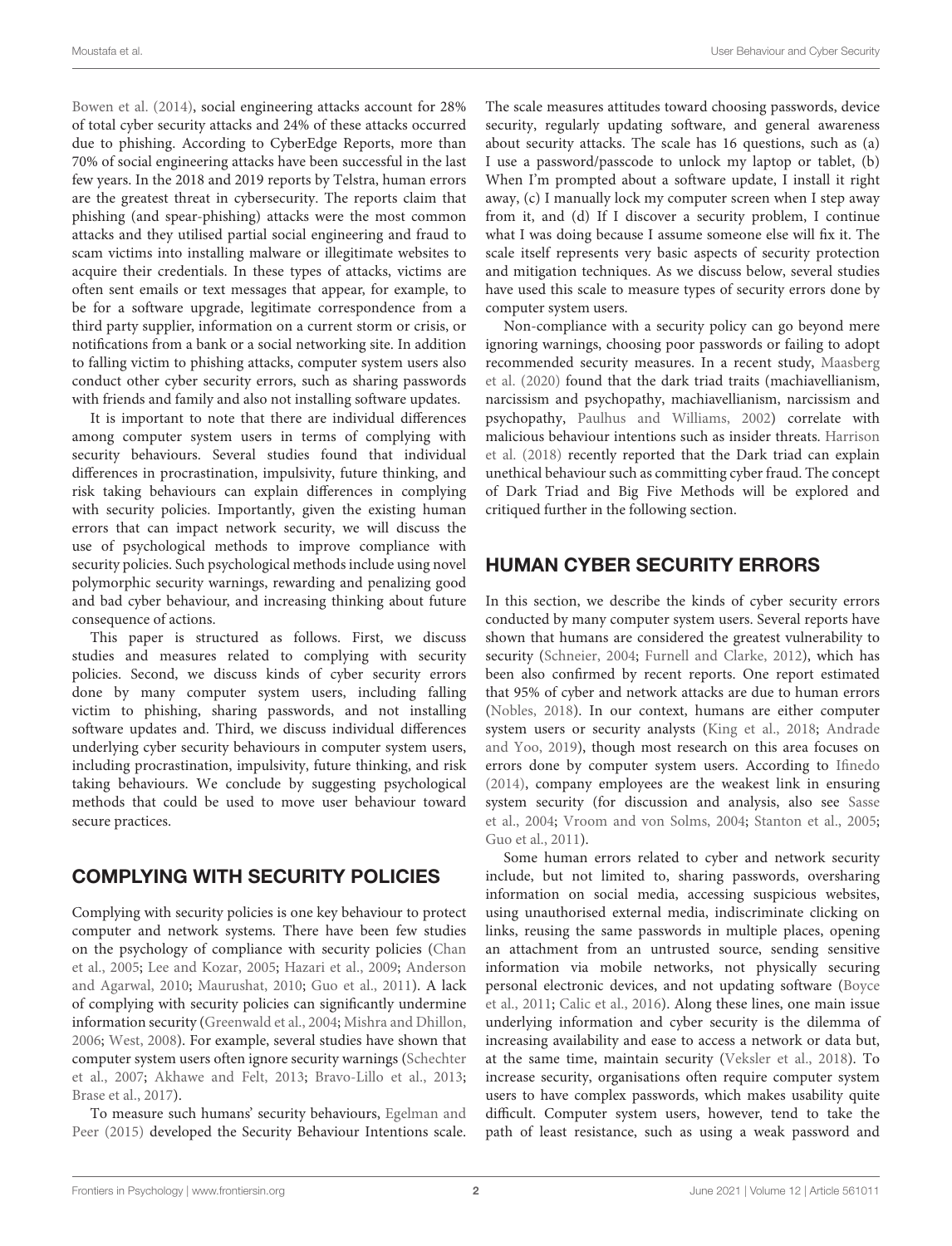Bowen et al. (2014), social engineering attacks account for 28% of total cyber security attacks and 24% of these attacks occurred due to phishing. According to CyberEdge Reports, more than 70% of social engineering attacks have been successful in the last few years. In the 2018 and 2019 reports by Telstra, human errors are the greatest threat in cybersecurity. The reports claim that phishing (and spear-phishing) attacks were the most common attacks and they utilised partial social engineering and fraud to scam victims into installing malware or illegitimate websites to acquire their credentials. In these types of attacks, victims are often sent emails or text messages that appear, for example, to be for a software upgrade, legitimate correspondence from a third party supplier, information on a current storm or crisis, or notifications from a bank or a social networking site. In addition to falling victim to phishing attacks, computer system users also conduct other cyber security errors, such as sharing passwords with friends and family and also not installing software updates.

It is important to note that there are individual differences among computer system users in terms of complying with security behaviours. Several studies found that individual differences in procrastination, impulsivity, future thinking, and risk taking behaviours can explain differences in complying with security policies. Importantly, given the existing human errors that can impact network security, we will discuss the use of psychological methods to improve compliance with security policies. Such psychological methods include using novel polymorphic security warnings, rewarding and penalizing good and bad cyber behaviour, and increasing thinking about future consequence of actions.

This paper is structured as follows. First, we discuss studies and measures related to complying with security policies. Second, we discuss kinds of cyber security errors done by many computer system users, including falling victim to phishing, sharing passwords, and not installing software updates and. Third, we discuss individual differences underlying cyber security behaviours in computer system users, including procrastination, impulsivity, future thinking, and risk taking behaviours. We conclude by suggesting psychological methods that could be used to move user behaviour toward secure practices.

## COMPLYING WITH SECURITY POLICIES

Complying with security policies is one key behaviour to protect computer and network systems. There have been few studies on the psychology of compliance with security policies (Chan et al., 2005; Lee and Kozar, 2005; Hazari et al., 2009; Anderson and Agarwal, 2010; Maurushat, 2010; Guo et al., 2011). A lack of complying with security policies can significantly undermine information security (Greenwald et al., 2004; Mishra and Dhillon, 2006; West, 2008). For example, several studies have shown that computer system users often ignore security warnings (Schechter et al., 2007; Akhawe and Felt, 2013; Bravo-Lillo et al., 2013; Brase et al., 2017).

To measure such humans' security behaviours, Egelman and Peer (2015) developed the Security Behaviour Intentions scale. The scale measures attitudes toward choosing passwords, device security, regularly updating software, and general awareness about security attacks. The scale has 16 questions, such as (a) I use a password/passcode to unlock my laptop or tablet, (b) When I'm prompted about a software update, I install it right away, (c) I manually lock my computer screen when I step away from it, and (d) If I discover a security problem, I continue what I was doing because I assume someone else will fix it. The scale itself represents very basic aspects of security protection and mitigation techniques. As we discuss below, several studies have used this scale to measure types of security errors done by computer system users.

Non-compliance with a security policy can go beyond mere ignoring warnings, choosing poor passwords or failing to adopt recommended security measures. In a recent study, Maasberg et al. (2020) found that the dark triad traits (machiavellianism, narcissism and psychopathy, machiavellianism, narcissism and psychopathy, Paulhus and Williams, 2002) correlate with malicious behaviour intentions such as insider threats. Harrison et al. (2018) recently reported that the Dark triad can explain unethical behaviour such as committing cyber fraud. The concept of Dark Triad and Big Five Methods will be explored and critiqued further in the following section.

## HUMAN CYBER SECURITY ERRORS

In this section, we describe the kinds of cyber security errors conducted by many computer system users. Several reports have shown that humans are considered the greatest vulnerability to security (Schneier, 2004; Furnell and Clarke, 2012), which has been also confirmed by recent reports. One report estimated that 95% of cyber and network attacks are due to human errors (Nobles, 2018). In our context, humans are either computer system users or security analysts (King et al., 2018; Andrade and Yoo, 2019), though most research on this area focuses on errors done by computer system users. According to Ifinedo (2014), company employees are the weakest link in ensuring system security (for discussion and analysis, also see Sasse et al., 2004; Vroom and von Solms, 2004; Stanton et al., 2005; Guo et al., 2011).

Some human errors related to cyber and network security include, but not limited to, sharing passwords, oversharing information on social media, accessing suspicious websites, using unauthorised external media, indiscriminate clicking on links, reusing the same passwords in multiple places, opening an attachment from an untrusted source, sending sensitive information via mobile networks, not physically securing personal electronic devices, and not updating software (Boyce et al., 2011; Calic et al., 2016). Along these lines, one main issue underlying information and cyber security is the dilemma of increasing availability and ease to access a network or data but, at the same time, maintain security (Veksler et al., 2018). To increase security, organisations often require computer system users to have complex passwords, which makes usability quite difficult. Computer system users, however, tend to take the path of least resistance, such as using a weak password and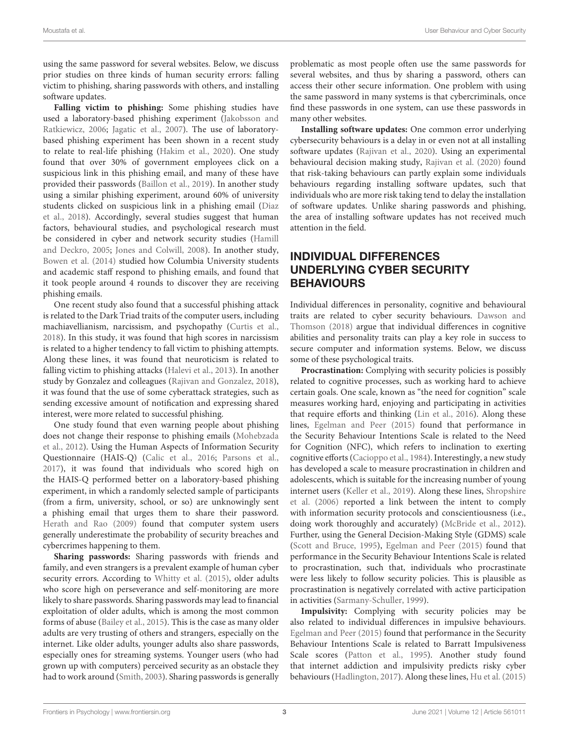using the same password for several websites. Below, we discuss prior studies on three kinds of human security errors: falling victim to phishing, sharing passwords with others, and installing software updates.

**Falling victim to phishing:** Some phishing studies have used a laboratory-based phishing experiment (Jakobsson and Ratkiewicz, 2006; Jagatic et al., 2007). The use of laboratory-based phishing experiment has been shown in a recent study to relate to real-life phishing (Hakim et al., 2020). One study found that over 30% of government employees click on a suspicious link in this phishing email, and many of these have provided their passwords (Baillon et al., 2019). In another study using a similar phishing experiment, around 60% of university students clicked on suspicious link in a phishing email (Diaz et al., 2018). Accordingly, several studies suggest that human factors, behavioural studies, and psychological research must be considered in cyber and network security studies (Hamill and Deckro, 2005; Jones and Colwill, 2008). In another study, Bowen et al. (2014) studied how Columbia University students and academic staff respond to phishing emails, and found that it took people around 4 rounds to discover they are receiving phishing emails.

One recent study also found that a successful phishing attack is related to the Dark Triad traits of the computer users, including machiavellianism, narcissism, and psychopathy (Curtis et al., 2018). In this study, it was found that high scores in narcissism is related to a higher tendency to fall victim to phishing attempts. Along these lines, it was found that neuroticism is related to falling victim to phishing attacks (Halevi et al., 2013). In another study by Gonzalez and colleagues (Rajivan and Gonzalez, 2018), it was found that the use of some cyberattack strategies, such as sending excessive amount of notification and expressing shared interest, were more related to successful phishing.

One study found that even warning people about phishing does not change their response to phishing emails (Mohebzada et al., 2012). Using the Human Aspects of Information Security Questionnaire (HAIS-Q) (Calic et al., 2016; Parsons et al., 2017), it was found that individuals who scored high on the HAIS-Q performed better on a laboratory-based phishing experiment, in which a randomly selected sample of participants (from a firm, university, school, or so) are unknowingly sent a phishing email that urges them to share their password. Herath and Rao (2009) found that computer system users generally underestimate the probability of security breaches and cybercrimes happening to them.

**Sharing passwords:** Sharing passwords with friends and family, and even strangers is a prevalent example of human cyber security errors. According to Whitty et al. (2015), older adults who score high on perseverance and self-monitoring are more likely to share passwords. Sharing passwords may lead to financial exploitation of older adults, which is among the most common forms of abuse (Bailey et al., 2015). This is the case as many older adults are very trusting of others and strangers, especially on the internet. Like older adults, younger adults also share passwords, especially ones for streaming systems. Younger users (who had grown up with computers) perceived security as an obstacle they had to work around (Smith, 2003). Sharing passwords is generally problematic as most people often use the same passwords for several websites, and thus by sharing a password, others can access their other secure information. One problem with using the same password in many systems is that cybercriminals, once find these passwords in one system, can use these passwords in many other websites.

**Installing software updates:** One common error underlying cybersecurity behaviours is a delay in or even not at all installing software updates (Rajivan et al., 2020). Using an experimental behavioural decision making study, Rajivan et al. (2020) found that risk-taking behaviours can partly explain some individuals behaviours regarding installing software updates, such that individuals who are more risk taking tend to delay the installation of software updates. Unlike sharing passwords and phishing, the area of installing software updates has not received much attention in the field.

## INDIVIDUAL DIFFERENCES UNDERLYING CYBER SECURITY BEHAVIOURS

Individual differences in personality, cognitive and behavioural traits are related to cyber security behaviours. Dawson and Thomson (2018) argue that individual differences in cognitive abilities and personality traits can play a key role in success to secure computer and information systems. Below, we discuss some of these psychological traits.

**Procrastination:** Complying with security policies is possibly related to cognitive processes, such as working hard to achieve certain goals. One scale, known as "the need for cognition" scale measures working hard, enjoying and participating in activities that require efforts and thinking (Lin et al., 2016). Along these lines, Egelman and Peer (2015) found that performance in the Security Behaviour Intentions Scale is related to the Need for Cognition (NFC), which refers to inclination to exerting cognitive efforts (Cacioppo et al., 1984). Interestingly, a new study has developed a scale to measure procrastination in children and adolescents, which is suitable for the increasing number of young internet users (Keller et al., 2019). Along these lines, Shropshire et al. (2006) reported a link between the intent to comply with information security protocols and conscientiousness (i.e., doing work thoroughly and accurately) (McBride et al., 2012). Further, using the General Decision-Making Style (GDMS) scale (Scott and Bruce, 1995), Egelman and Peer (2015) found that performance in the Security Behaviour Intentions Scale is related to procrastination, such that, individuals who procrastinate were less likely to follow security policies. This is plausible as procrastination is negatively correlated with active participation in activities (Sarmany-Schuller, 1999).

**Impulsivity:** Complying with security policies may be also related to individual differences in impulsive behaviours. Egelman and Peer (2015) found that performance in the Security Behaviour Intentions Scale is related to Barratt Impulsiveness Scale scores (Patton et al., 1995). Another study found that internet addiction and impulsivity predicts risky cyber behaviours (Hadlington, 2017). Along these lines, Hu et al. (2015)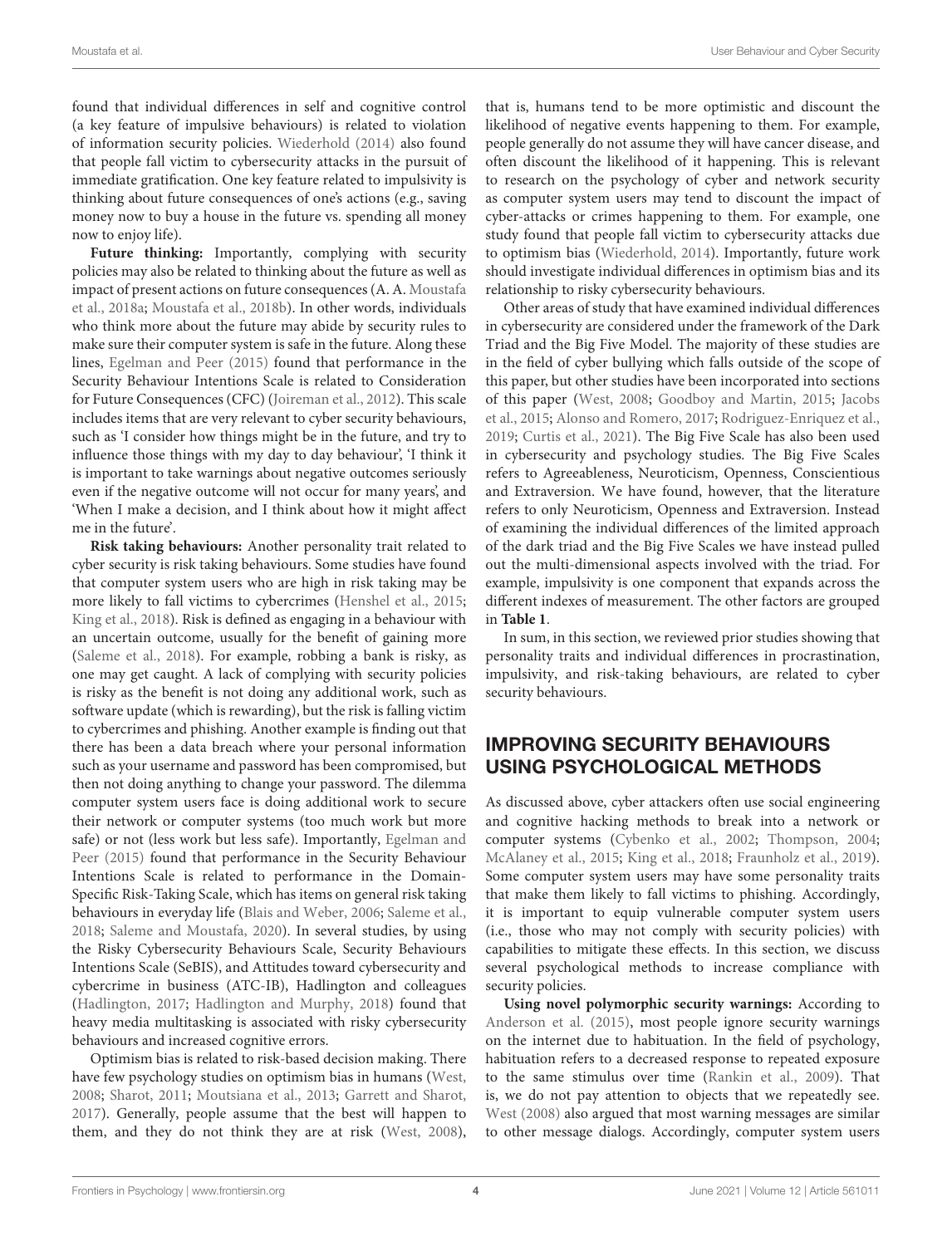found that individual differences in self and cognitive control (a key feature of impulsive behaviours) is related to violation of information security policies. Wiederhold (2014) also found that people fall victim to cybersecurity attacks in the pursuit of immediate gratification. One key feature related to impulsivity is thinking about future consequences of one's actions (e.g., saving money now to buy a house in the future vs. spending all money now to enjoy life).

**Future thinking:** Importantly, complying with security policies may also be related to thinking about the future as well as impact of present actions on future consequences (A. A. Moustafa et al., 2018a; Moustafa et al., 2018b). In other words, individuals who think more about the future may abide by security rules to make sure their computer system is safe in the future. Along these lines, Egelman and Peer (2015) found that performance in the Security Behaviour Intentions Scale is related to Consideration for Future Consequences (CFC) (Joireman et al., 2012). This scale includes items that are very relevant to cyber security behaviours, such as 'I consider how things might be in the future, and try to influence those things with my day to day behaviour', 'I think it is important to take warnings about negative outcomes seriously even if the negative outcome will not occur for many years', and 'When I make a decision, and I think about how it might affect me in the future'.

**Risk taking behaviours:** Another personality trait related to cyber security is risk taking behaviours. Some studies have found that computer system users who are high in risk taking may be more likely to fall victims to cybercrimes (Henshel et al., 2015; King et al., 2018). Risk is defined as engaging in a behaviour with an uncertain outcome, usually for the benefit of gaining more (Saleme et al., 2018). For example, robbing a bank is risky, as one may get caught. A lack of complying with security policies is risky as the benefit is not doing any additional work, such as software update (which is rewarding), but the risk is falling victim to cybercrimes and phishing. Another example is finding out that there has been a data breach where your personal information such as your username and password has been compromised, but then not doing anything to change your password. The dilemma computer system users face is doing additional work to secure their network or computer systems (too much work but more safe) or not (less work but less safe). Importantly, Egelman and Peer (2015) found that performance in the Security Behaviour Intentions Scale is related to performance in the Domain-Specific Risk-Taking Scale, which has items on general risk taking behaviours in everyday life (Blais and Weber, 2006; Saleme et al., 2018; Saleme and Moustafa, 2020). In several studies, by using the Risky Cybersecurity Behaviours Scale, Security Behaviours Intentions Scale (SeBIS), and Attitudes toward cybersecurity and cybercrime in business (ATC-IB), Hadlington and colleagues (Hadlington, 2017; Hadlington and Murphy, 2018) found that heavy media multitasking is associated with risky cybersecurity behaviours and increased cognitive errors.

Optimism bias is related to risk-based decision making. There have few psychology studies on optimism bias in humans (West, 2008; Sharot, 2011; Moutsiana et al., 2013; Garrett and Sharot, 2017). Generally, people assume that the best will happen to them, and they do not think they are at risk (West, 2008), that is, humans tend to be more optimistic and discount the likelihood of negative events happening to them. For example, people generally do not assume they will have cancer disease, and often discount the likelihood of it happening. This is relevant to research on the psychology of cyber and network security as computer system users may tend to discount the impact of cyber-attacks or crimes happening to them. For example, one study found that people fall victim to cybersecurity attacks due to optimism bias (Wiederhold, 2014). Importantly, future work should investigate individual differences in optimism bias and its relationship to risky cybersecurity behaviours.

Other areas of study that have examined individual differences in cybersecurity are considered under the framework of the Dark Triad and the Big Five Model. The majority of these studies are in the field of cyber bullying which falls outside of the scope of this paper, but other studies have been incorporated into sections of this paper (West, 2008; Goodboy and Martin, 2015; Jacobs et al., 2015; Alonso and Romero, 2017; Rodriguez-Enriquez et al., 2019; Curtis et al., 2021). The Big Five Scale has also been used in cybersecurity and psychology studies. The Big Five Scales refers to Agreeableness, Neuroticism, Openness, Conscientious and Extraversion. We have found, however, that the literature refers to only Neuroticism, Openness and Extraversion. Instead of examining the individual differences of the limited approach of the dark triad and the Big Five Scales we have instead pulled out the multi-dimensional aspects involved with the triad. For example, impulsivity is one component that expands across the different indexes of measurement. The other factors are grouped in **Table 1**.

In sum, in this section, we reviewed prior studies showing that personality traits and individual differences in procrastination, impulsivity, and risk-taking behaviours, are related to cyber security behaviours.

## IMPROVING SECURITY BEHAVIOURS USING PSYCHOLOGICAL METHODS

As discussed above, cyber attackers often use social engineering and cognitive hacking methods to break into a network or computer systems (Cybenko et al., 2002; Thompson, 2004; McAlaney et al., 2015; King et al., 2018; Fraunholz et al., 2019). Some computer system users may have some personality traits that make them likely to fall victims to phishing. Accordingly, it is important to equip vulnerable computer system users (i.e., those who may not comply with security policies) with capabilities to mitigate these effects. In this section, we discuss several psychological methods to increase compliance with security policies.

**Using novel polymorphic security warnings:** According to Anderson et al. (2015), most people ignore security warnings on the internet due to habituation. In the field of psychology, habituation refers to a decreased response to repeated exposure to the same stimulus over time (Rankin et al., 2009). That is, we do not pay attention to objects that we repeatedly see. West (2008) also argued that most warning messages are similar to other message dialogs. Accordingly, computer system users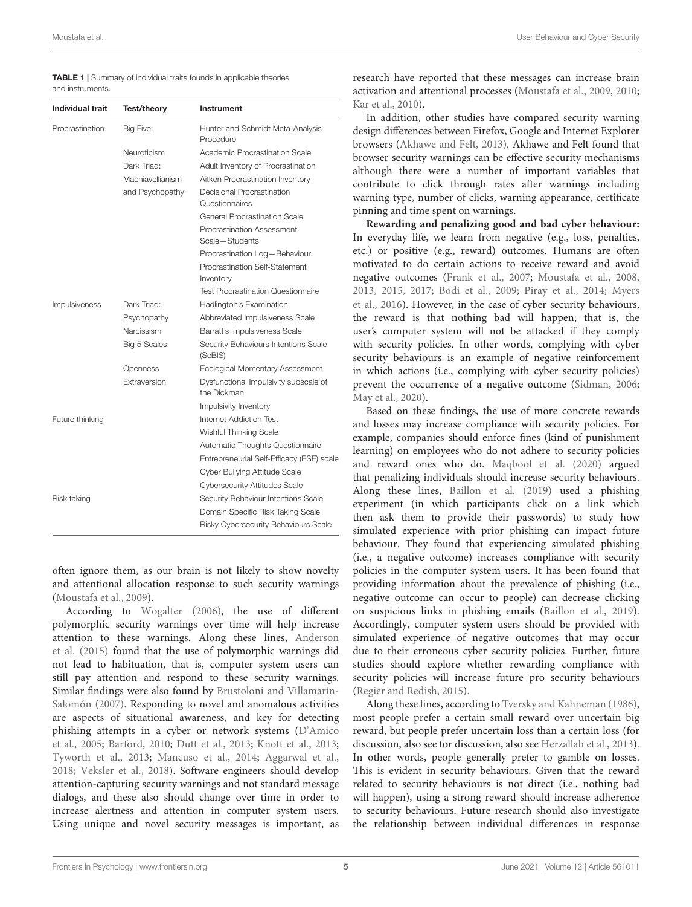**TABLE 1** | Summary of individual traits founds in applicable theories and instruments.

| Individual trait | Test/theory | Instrument |
|---|---|---|
| Procrastination | Big Five: | Hunter and Schmidt Meta-Analysis Procedure |
| | Neuroticism | Academic Procrastination Scale |
| | Dark Triad: | Adult Inventory of Procrastination |
| | Machiavellianism | Aitken Procrastination Inventory |
| | and Psychopathy | Decisional Procrastination Questionnaires |
| | | General Procrastination Scale |
| | | Procrastination Assessment Scale—Students |
| | | Procrastination Log—Behaviour |
| | | Procrastination Self-Statement Inventory |
| | | Test Procrastination Questionnaire |
| Impulsiveness | Dark Triad: | Hadlington's Examination |
| | Psychopathy | Abbreviated Impulsiveness Scale |
| | Narcissism | Barratt's Impulsiveness Scale |
| | Big 5 Scales: | Security Behaviours Intentions Scale (SeBIS) |
| | Openness | Ecological Momentary Assessment |
| | Extraversion | Dysfunctional Impulsivity subscale of the Dickman |
| | | Impulsivity Inventory |
| Future thinking | | Internet Addiction Test |
| | | Wishful Thinking Scale |
| | | Automatic Thoughts Questionnaire |
| | | Entrepreneurial Self-Efficacy (ESE) scale |
| | | Cyber Bullying Attitude Scale |
| | | Cybersecurity Attitudes Scale |
| Risk taking | | Security Behaviour Intentions Scale |
| | | Domain Specific Risk Taking Scale |
| | | Risky Cybersecurity Behaviours Scale |

often ignore them, as our brain is not likely to show novelty and attentional allocation response to such security warnings (Moustafa et al., 2009).

According to Wogalter (2006), the use of different polymorphic security warnings over time will help increase attention to these warnings. Along these lines, Anderson et al. (2015) found that the use of polymorphic warnings did not lead to habituation, that is, computer system users can still pay attention and respond to these security warnings. Similar findings were also found by Brustoloni and Villamarín-Salomón (2007). Responding to novel and anomalous activities are aspects of situational awareness, and key for detecting phishing attempts in a cyber or network systems (D'Amico et al., 2005; Barford, 2010; Dutt et al., 2013; Knott et al., 2013; Tyworth et al., 2013; Mancuso et al., 2014; Aggarwal et al., 2018; Veksler et al., 2018). Software engineers should develop attention-capturing security warnings and not standard message dialogs, and these also should change over time in order to increase alertness and attention in computer system users. Using unique and novel security messages is important, as research have reported that these messages can increase brain activation and attentional processes (Moustafa et al., 2009, 2010; Kar et al., 2010).

In addition, other studies have compared security warning design differences between Firefox, Google and Internet Explorer browsers (Akhawe and Felt, 2013). Akhawe and Felt found that browser security warnings can be effective security mechanisms although there were a number of important variables that contribute to click through rates after warnings including warning type, number of clicks, warning appearance, certificate pinning and time spent on warnings.

**Rewarding and penalizing good and bad cyber behaviour:** In everyday life, we learn from negative (e.g., loss, penalties, etc.) or positive (e.g., reward) outcomes. Humans are often motivated to do certain actions to receive reward and avoid negative outcomes (Frank et al., 2007; Moustafa et al., 2008, 2013, 2015, 2017; Bodi et al., 2009; Piray et al., 2014; Myers et al., 2016). However, in the case of cyber security behaviours, the reward is that nothing bad will happen; that is, the user's computer system will not be attacked if they comply with security policies. In other words, complying with cyber security behaviours is an example of negative reinforcement in which actions (i.e., complying with cyber security policies) prevent the occurrence of a negative outcome (Sidman, 2006; May et al., 2020).

Based on these findings, the use of more concrete rewards and losses may increase compliance with security policies. For example, companies should enforce fines (kind of punishment learning) on employees who do not adhere to security policies and reward ones who do. Maqbool et al. (2020) argued that penalizing individuals should increase security behaviours. Along these lines, Baillon et al. (2019) used a phishing experiment (in which participants click on a link which then ask them to provide their passwords) to study how simulated experience with prior phishing can impact future behaviour. They found that experiencing simulated phishing (i.e., a negative outcome) increases compliance with security policies in the computer system users. It has been found that providing information about the prevalence of phishing (i.e., negative outcome can occur to people) can decrease clicking on suspicious links in phishing emails (Baillon et al., 2019). Accordingly, computer system users should be provided with simulated experience of negative outcomes that may occur due to their erroneous cyber security policies. Further, future studies should explore whether rewarding compliance with security policies will increase future pro security behaviours (Regier and Redish, 2015).

Along these lines, according to Tversky and Kahneman (1986), most people prefer a certain small reward over uncertain big reward, but people prefer uncertain loss than a certain loss (for discussion, also see for discussion, also see Herzallah et al., 2013). In other words, people generally prefer to gamble on losses. This is evident in security behaviours. Given that the reward related to security behaviours is not direct (i.e., nothing bad will happen), using a strong reward should increase adherence to security behaviours. Future research should also investigate the relationship between individual differences in response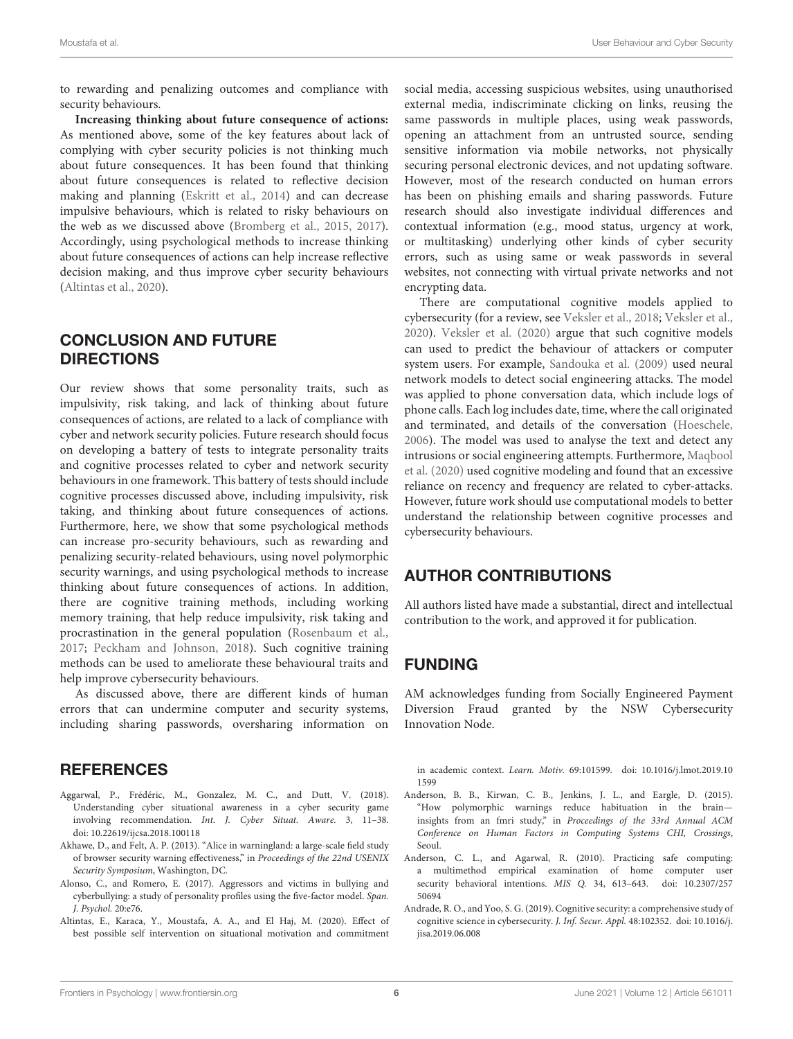to rewarding and penalizing outcomes and compliance with security behaviours.

**Increasing thinking about future consequence of actions:** As mentioned above, some of the key features about lack of complying with cyber security policies is not thinking much about future consequences. It has been found that thinking about future consequences is related to reflective decision making and planning (Eskritt et al., 2014) and can decrease impulsive behaviours, which is related to risky behaviours on the web as we discussed above (Bromberg et al., 2015, 2017). Accordingly, using psychological methods to increase thinking about future consequences of actions can help increase reflective decision making, and thus improve cyber security behaviours (Altintas et al., 2020).

## CONCLUSION AND FUTURE DIRECTIONS

Our review shows that some personality traits, such as impulsivity, risk taking, and lack of thinking about future consequences of actions, are related to a lack of compliance with cyber and network security policies. Future research should focus on developing a battery of tests to integrate personality traits and cognitive processes related to cyber and network security behaviours in one framework. This battery of tests should include cognitive processes discussed above, including impulsivity, risk taking, and thinking about future consequences of actions. Furthermore, here, we show that some psychological methods can increase pro-security behaviours, such as rewarding and penalizing security-related behaviours, using novel polymorphic security warnings, and using psychological methods to increase thinking about future consequences of actions. In addition, there are cognitive training methods, including working memory training, that help reduce impulsivity, risk taking and procrastination in the general population (Rosenbaum et al., 2017; Peckham and Johnson, 2018). Such cognitive training methods can be used to ameliorate these behavioural traits and help improve cybersecurity behaviours.

As discussed above, there are different kinds of human errors that can undermine computer and security systems, including sharing passwords, oversharing information on social media, accessing suspicious websites, using unauthorised external media, indiscriminate clicking on links, reusing the same passwords in multiple places, using weak passwords, opening an attachment from an untrusted source, sending sensitive information via mobile networks, not physically securing personal electronic devices, and not updating software. However, most of the research conducted on human errors has been on phishing emails and sharing passwords. Future research should also investigate individual differences and contextual information (e.g., mood status, urgency at work, or multitasking) underlying other kinds of cyber security errors, such as using same or weak passwords in several websites, not connecting with virtual private networks and not encrypting data.

There are computational cognitive models applied to cybersecurity (for a review, see Veksler et al., 2018; Veksler et al., 2020). Veksler et al. (2020) argue that such cognitive models can used to predict the behaviour of attackers or computer system users. For example, Sandouka et al. (2009) used neural network models to detect social engineering attacks. The model was applied to phone conversation data, which include logs of phone calls. Each log includes date, time, where the call originated and terminated, and details of the conversation (Hoeschele, 2006). The model was used to analyse the text and detect any intrusions or social engineering attempts. Furthermore, Maqbool et al. (2020) used cognitive modeling and found that an excessive reliance on recency and frequency are related to cyber-attacks. However, future work should use computational models to better understand the relationship between cognitive processes and cybersecurity behaviours.

## AUTHOR CONTRIBUTIONS

All authors listed have made a substantial, direct and intellectual contribution to the work, and approved it for publication.

## FUNDING

AM acknowledges funding from Socially Engineered Payment Diversion Fraud granted by the NSW Cybersecurity Innovation Node.

## REFERENCES

Aggarwal, P., Frédéric, M., Gonzalez, M. C., and Dutt, V. (2018). Understanding cyber situational awareness in a cyber security game involving recommendation. *Int. J. Cyber Situat. Aware.* 3, 11–38. doi: 10.22619/ijcsa.2018.100118

Akhawe, D., and Felt, A. P. (2013). "Alice in warningland: a large-scale field study of browser security warning effectiveness," in *Proceedings of the 22nd USENIX Security Symposium*, Washington, DC.

Alonso, C., and Romero, E. (2017). Aggressors and victims in bullying and cyberbullying: a study of personality profiles using the five-factor model. *Span. J. Psychol.* 20:e76.

Altintas, E., Karaca, Y., Moustafa, A. A., and El Haj, M. (2020). Effect of best possible self intervention on situational motivation and commitment in academic context. *Learn. Motiv.* 69:101599. doi: 10.1016/j.lmot.2019.101599

Anderson, B. B., Kirwan, C. B., Jenkins, J. L., and Eargle, D. (2015). "How polymorphic warnings reduce habituation in the brain—insights from an fmri study," in *Proceedings of the 33rd Annual ACM Conference on Human Factors in Computing Systems CHI, Crossings*, Seoul.

Anderson, C. L., and Agarwal, R. (2010). Practicing safe computing: a multimethod empirical examination of home computer user security behavioral intentions. *MIS Q.* 34, 613–643. doi: 10.2307/25750694

Andrade, R. O., and Yoo, S. G. (2019). Cognitive security: a comprehensive study of cognitive science in cybersecurity. *J. Inf. Secur. Appl.* 48:102352. doi: 10.1016/j.jisa.2019.06.008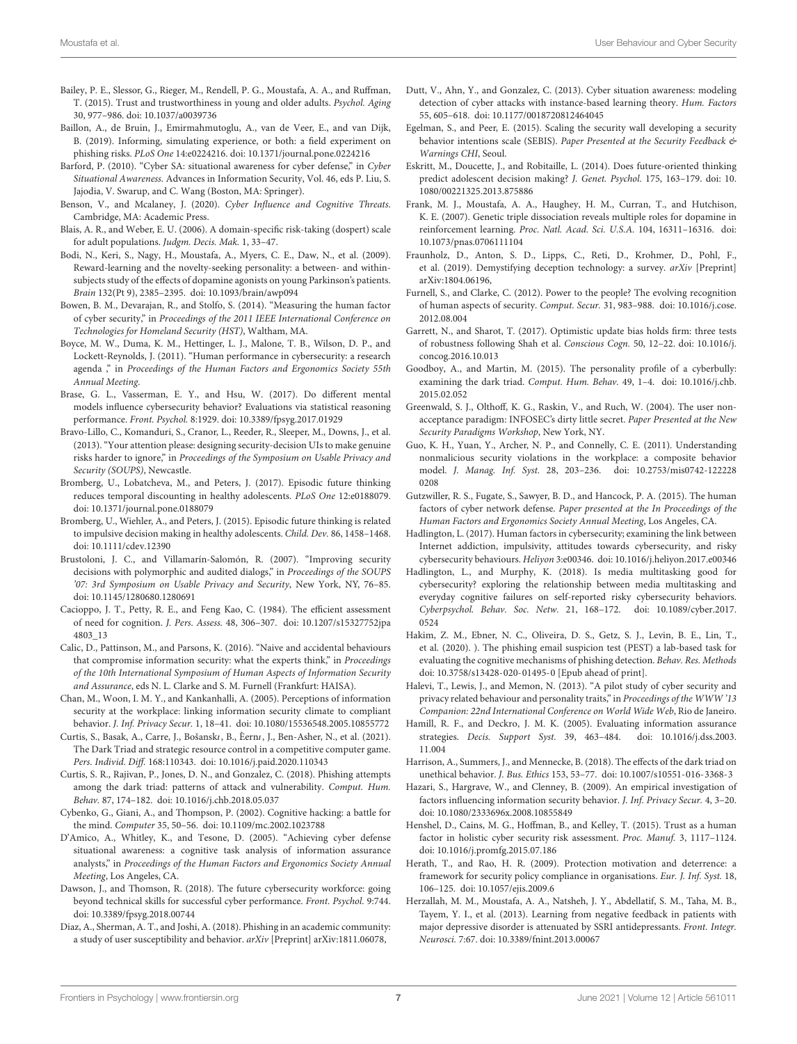Bailey, P. E., Slessor, G., Rieger, M., Rendell, P. G., Moustafa, A. A., and Ruffman, T. (2015). Trust and trustworthiness in young and older adults. *Psychol. Aging* 30, 977–986. doi: 10.1037/a0039736

Baillon, A., de Bruin, J., Emirmahmutoglu, A., van de Veer, E., and van Dijk, B. (2019). Informing, simulating experience, or both: a field experiment on phishing risks. *PLoS One* 14:e0224216. doi: 10.1371/journal.pone.0224216

Barford, P. (2010). "Cyber SA: situational awareness for cyber defense," in *Cyber Situational Awareness. Advances in Information Security*, Vol. 46, eds P. Liu, S. Jajodia, V. Swarup, and C. Wang (Boston, MA: Springer).

Benson, V., and Mcalaney, J. (2020). *Cyber Influence and Cognitive Threats*. Cambridge, MA: Academic Press.

Blais, A. R., and Weber, E. U. (2006). A domain-specific risk-taking (dospert) scale for adult populations. *Judgm. Decis. Mak.* 1, 33–47.

Bodi, N., Keri, S., Nagy, H., Moustafa, A., Myers, C. E., Daw, N., et al. (2009). Reward-learning and the novelty-seeking personality: a between- and within-subjects study of the effects of dopamine agonists on young Parkinson's patients. *Brain* 132(Pt 9), 2385–2395. doi: 10.1093/brain/awp094

Bowen, B. M., Devarajan, R., and Stolfo, S. (2014). "Measuring the human factor of cyber security," in *Proceedings of the 2011 IEEE International Conference on Technologies for Homeland Security (HST)*, Waltham, MA.

Boyce, M. W., Duma, K. M., Hettinger, L. J., Malone, T. B., Wilson, D. P., and Lockett-Reynolds, J. (2011). "Human performance in cybersecurity: a research agenda ," in *Proceedings of the Human Factors and Ergonomics Society 55th Annual Meeting*.

Brase, G. L., Vasserman, E. Y., and Hsu, W. (2017). Do different mental models influence cybersecurity behavior? Evaluations via statistical reasoning performance. *Front. Psychol.* 8:1929. doi: 10.3389/fpsyg.2017.01929

Bravo-Lillo, C., Komanduri, S., Cranor, L., Reeder, R., Sleeper, M., Downs, J., et al. (2013). "Your attention please: designing security-decision UIs to make genuine risks harder to ignore," in *Proceedings of the Symposium on Usable Privacy and Security (SOUPS)*, Newcastle.

Bromberg, U., Lobatcheva, M., and Peters, J. (2017). Episodic future thinking reduces temporal discounting in healthy adolescents. *PLoS One* 12:e0188079. doi: 10.1371/journal.pone.0188079

Bromberg, U., Wiehler, A., and Peters, J. (2015). Episodic future thinking is related to impulsive decision making in healthy adolescents. *Child. Dev.* 86, 1458–1468. doi: 10.1111/cdev.12390

Brustoloni, J. C., and Villamarín-Salomón, R. (2007). "Improving security decisions with polymorphic and audited dialogs," in *Proceedings of the SOUPS '07: 3rd Symposium on Usable Privacy and Security*, New York, NY, 76–85. doi: 10.1145/1280680.1280691

Cacioppo, J. T., Petty, R. E., and Feng Kao, C. (1984). The efficient assessment of need for cognition. *J. Pers. Assess.* 48, 306–307. doi: 10.1207/s15327752jpa4803_13

Calic, D., Pattinson, M., and Parsons, K. (2016). "Naive and accidental behaviours that compromise information security: what the experts think," in *Proceedings of the 10th International Symposium of Human Aspects of Information Security and Assurance*, eds N. L. Clarke and S. M. Furnell (Frankfurt: HAISA).

Chan, M., Woon, I. M. Y., and Kankanhalli, A. (2005). Perceptions of information security at the workplace: linking information security climate to compliant behavior. *J. Inf. Privacy Secur.* 1, 18–41. doi: 10.1080/15536548.2005.10855772

Curtis, S., Basak, A., Carre, J., Bošanskı, B., Èernı, J., Ben-Asher, N., et al. (2021). The Dark Triad and strategic resource control in a competitive computer game. *Pers. Individ. Diff.* 168:110343. doi: 10.1016/j.paid.2020.110343

Curtis, S. R., Rajivan, P., Jones, D. N., and Gonzalez, C. (2018). Phishing attempts among the dark triad: patterns of attack and vulnerability. *Comput. Hum. Behav.* 87, 174–182. doi: 10.1016/j.chb.2018.05.037

Cybenko, G., Giani, A., and Thompson, P. (2002). Cognitive hacking: a battle for the mind. *Computer* 35, 50–56. doi: 10.1109/mc.2002.1023788

D'Amico, A., Whitley, K., and Tesone, D. (2005). "Achieving cyber defense situational awareness: a cognitive task analysis of information assurance analysts," in *Proceedings of the Human Factors and Ergonomics Society Annual Meeting*, Los Angeles, CA.

Dawson, J., and Thomson, R. (2018). The future cybersecurity workforce: going beyond technical skills for successful cyber performance. *Front. Psychol.* 9:744. doi: 10.3389/fpsyg.2018.00744

Diaz, A., Sherman, A. T., and Joshi, A. (2018). Phishing in an academic community: a study of user susceptibility and behavior. *arXiv* [Preprint] arXiv:1811.06078,

Dutt, V., Ahn, Y., and Gonzalez, C. (2013). Cyber situation awareness: modeling detection of cyber attacks with instance-based learning theory. *Hum. Factors* 55, 605–618. doi: 10.1177/0018720812464045

Egelman, S., and Peer, E. (2015). Scaling the security wall developing a security behavior intentions scale (SEBIS). *Paper Presented at the Security Feedback & Warnings CHI*, Seoul.

Eskritt, M., Doucette, J., and Robitaille, L. (2014). Does future-oriented thinking predict adolescent decision making? *J. Genet. Psychol.* 175, 163–179. doi: 10.1080/00221325.2013.875886

Frank, M. J., Moustafa, A. A., Haughey, H. M., Curran, T., and Hutchison, K. E. (2007). Genetic triple dissociation reveals multiple roles for dopamine in reinforcement learning. *Proc. Natl. Acad. Sci. U.S.A.* 104, 16311–16316. doi: 10.1073/pnas.0706111104

Fraunholz, D., Anton, S. D., Lipps, C., Reti, D., Krohmer, D., Pohl, F., et al. (2019). Demystifying deception technology: a survey. *arXiv* [Preprint] arXiv:1804.06196,

Furnell, S., and Clarke, C. (2012). Power to the people? The evolving recognition of human aspects of security. *Comput. Secur.* 31, 983–988. doi: 10.1016/j.cose.2012.08.004

Garrett, N., and Sharot, T. (2017). Optimistic update bias holds firm: three tests of robustness following Shah et al. *Conscious Cogn.* 50, 12–22. doi: 10.1016/j.concog.2016.10.013

Goodboy, A., and Martin, M. (2015). The personality profile of a cyberbully: examining the dark triad. *Comput. Hum. Behav.* 49, 1–4. doi: 10.1016/j.chb.2015.02.052

Greenwald, S. J., Olthoff, K. G., Raskin, V., and Ruch, W. (2004). The user non-acceptance paradigm: INFOSEC's dirty little secret. *Paper Presented at the New Security Paradigms Workshop*, New York, NY.

Guo, K. H., Yuan, Y., Archer, N. P., and Connelly, C. E. (2011). Understanding nonmalicious security violations in the workplace: a composite behavior model. *J. Manag. Inf. Syst.* 28, 203–236. doi: 10.2753/mis0742-1222280208

Gutzwiller, R. S., Fugate, S., Sawyer, B. D., and Hancock, P. A. (2015). The human factors of cyber network defense. *Paper presented at the In Proceedings of the Human Factors and Ergonomics Society Annual Meeting*, Los Angeles, CA.

Hadlington, L. (2017). Human factors in cybersecurity; examining the link between Internet addiction, impulsivity, attitudes towards cybersecurity, and risky cybersecurity behaviours. *Heliyon* 3:e00346. doi: 10.1016/j.heliyon.2017.e00346

Hadlington, L., and Murphy, K. (2018). Is media multitasking good for cybersecurity? exploring the relationship between media multitasking and everyday cognitive failures on self-reported risky cybersecurity behaviors. *Cyberpsychol. Behav. Soc. Netw.* 21, 168–172. doi: 10.1089/cyber.2017.0524

Hakim, Z. M., Ebner, N. C., Oliveira, D. S., Getz, S. J., Levin, B. E., Lin, T., et al. (2020). ). The phishing email suspicion test (PEST) a lab-based task for evaluating the cognitive mechanisms of phishing detection. *Behav. Res. Methods* doi: 10.3758/s13428-020-01495-0 [Epub ahead of print].

Halevi, T., Lewis, J., and Memon, N. (2013). "A pilot study of cyber security and privacy related behaviour and personality traits," in *Proceedings of the WWW '13 Companion: 22nd International Conference on World Wide Web*, Rio de Janeiro.

Hamill, R. F., and Deckro, J. M. K. (2005). Evaluating information assurance strategies. *Decis. Support Syst.* 39, 463–484. doi: 10.1016/j.dss.2003.11.004

Harrison, A., Summers, J., and Mennecke, B. (2018). The effects of the dark triad on unethical behavior. *J. Bus. Ethics* 153, 53–77. doi: 10.1007/s10551-016-3368-3

Hazari, S., Hargrave, W., and Clenney, B. (2009). An empirical investigation of factors influencing information security behavior. *J. Inf. Privacy Secur.* 4, 3–20. doi: 10.1080/2333696x.2008.10855849

Henshel, D., Cains, M. G., Hoffman, B., and Kelley, T. (2015). Trust as a human factor in holistic cyber security risk assessment. *Proc. Manuf.* 3, 1117–1124. doi: 10.1016/j.promfg.2015.07.186

Herath, T., and Rao, H. R. (2009). Protection motivation and deterrence: a framework for security policy compliance in organisations. *Eur. J. Inf. Syst.* 18, 106–125. doi: 10.1057/ejis.2009.6

Herzallah, M. M., Moustafa, A. A., Natsheh, J. Y., Abdellatif, S. M., Taha, M. B., Tayem, Y. I., et al. (2013). Learning from negative feedback in patients with major depressive disorder is attenuated by SSRI antidepressants. *Front. Integr. Neurosci.* 7:67. doi: 10.3389/fnint.2013.00067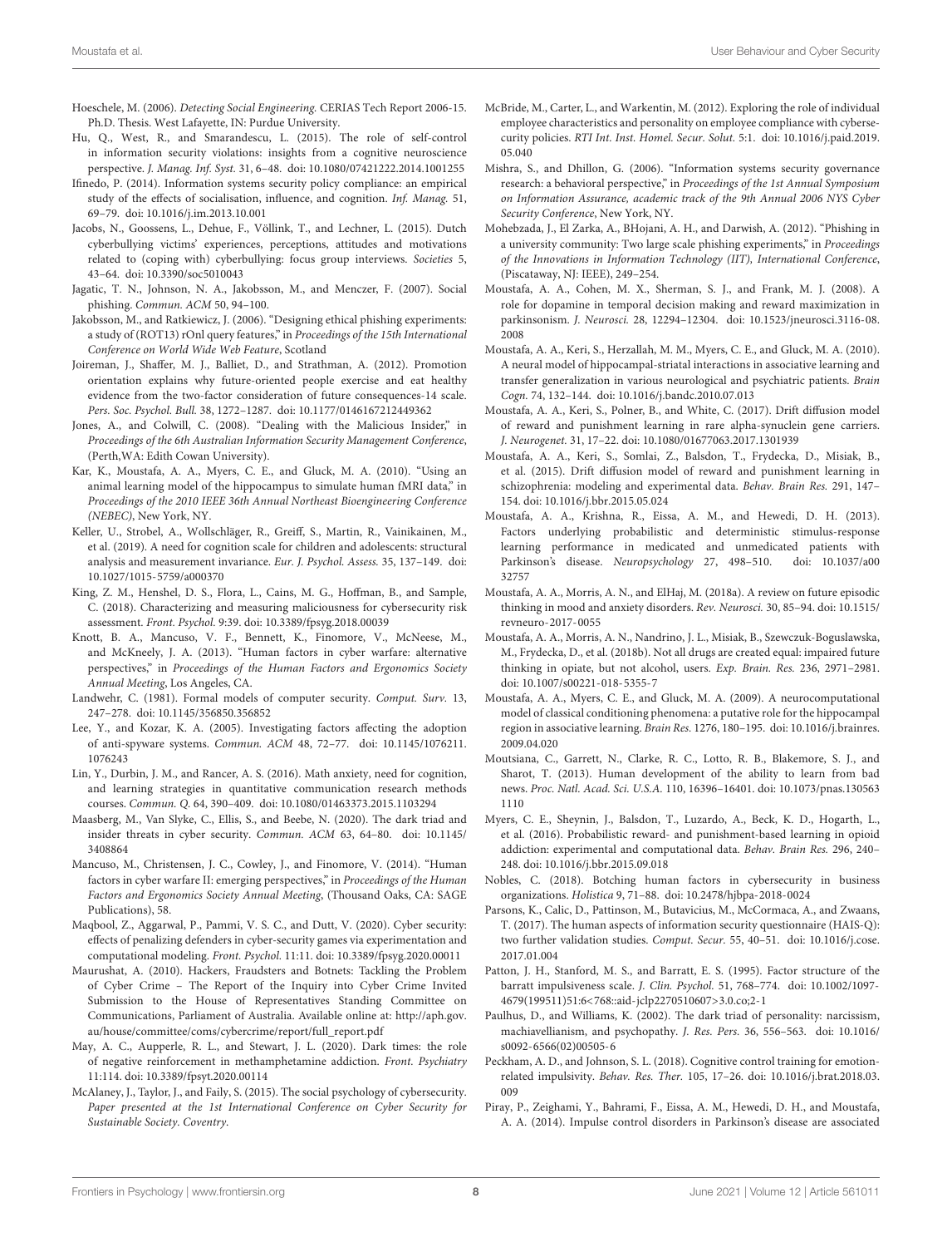Hoeschele, M. (2006). *Detecting Social Engineering*. CERIAS Tech Report 2006-15. Ph.D. Thesis. West Lafayette, IN: Purdue University.

Hu, Q., West, R., and Smarandescu, L. (2015). The role of self-control in information security violations: insights from a cognitive neuroscience perspective. *J. Manag. Inf. Syst.* 31, 6–48. doi: 10.1080/07421222.2014.1001255

Ifinedo, P. (2014). Information systems security policy compliance: an empirical study of the effects of socialisation, influence, and cognition. *Inf. Manag.* 51, 69–79. doi: 10.1016/j.im.2013.10.001

Jacobs, N., Goossens, L., Dehue, F., Völlink, T., and Lechner, L. (2015). Dutch cyberbullying victims' experiences, perceptions, attitudes and motivations related to (coping with) cyberbullying: focus group interviews. *Societies* 5, 43–64. doi: 10.3390/soc5010043

Jagatic, T. N., Johnson, N. A., Jakobsson, M., and Menczer, F. (2007). Social phishing. *Commun. ACM* 50, 94–100.

Jakobsson, M., and Ratkiewicz, J. (2006). "Designing ethical phishing experiments: a study of (ROT13) rOnl query features," in *Proceedings of the 15th International Conference on World Wide Web Feature*, Scotland

Joireman, J., Shaffer, M. J., Balliet, D., and Strathman, A. (2012). Promotion orientation explains why future-oriented people exercise and eat healthy evidence from the two-factor consideration of future consequences-14 scale. *Pers. Soc. Psychol. Bull.* 38, 1272–1287. doi: 10.1177/0146167212449362

Jones, A., and Colwill, C. (2008). "Dealing with the Malicious Insider," in *Proceedings of the 6th Australian Information Security Management Conference*, (Perth,WA: Edith Cowan University).

Kar, K., Moustafa, A. A., Myers, C. E., and Gluck, M. A. (2010). "Using an animal learning model of the hippocampus to simulate human fMRI data," in *Proceedings of the 2010 IEEE 36th Annual Northeast Bioengineering Conference (NEBEC)*, New York, NY.

Keller, U., Strobel, A., Wollschläger, R., Greiff, S., Martin, R., Vainikainen, M., et al. (2019). A need for cognition scale for children and adolescents: structural analysis and measurement invariance. *Eur. J. Psychol. Assess.* 35, 137–149. doi: 10.1027/1015-5759/a000370

King, Z. M., Henshel, D. S., Flora, L., Cains, M. G., Hoffman, B., and Sample, C. (2018). Characterizing and measuring maliciousness for cybersecurity risk assessment. *Front. Psychol.* 9:39. doi: 10.3389/fpsyg.2018.00039

Knott, B. A., Mancuso, V. F., Bennett, K., Finomore, V., McNeese, M., and McKneely, J. A. (2013). "Human factors in cyber warfare: alternative perspectives," in *Proceedings of the Human Factors and Ergonomics Society Annual Meeting*, Los Angeles, CA.

Landwehr, C. (1981). Formal models of computer security. *Comput. Surv.* 13, 247–278. doi: 10.1145/356850.356852

Lee, Y., and Kozar, K. A. (2005). Investigating factors affecting the adoption of anti-spyware systems. *Commun. ACM* 48, 72–77. doi: 10.1145/1076211.1076243

Lin, Y., Durbin, J. M., and Rancer, A. S. (2016). Math anxiety, need for cognition, and learning strategies in quantitative communication research methods courses. *Commun. Q.* 64, 390–409. doi: 10.1080/01463373.2015.1103294

Maasberg, M., Van Slyke, C., Ellis, S., and Beebe, N. (2020). The dark triad and insider threats in cyber security. *Commun. ACM* 63, 64–80. doi: 10.1145/3408864

Mancuso, M., Christensen, J. C., Cowley, J., and Finomore, V. (2014). "Human factors in cyber warfare II: emerging perspectives," in *Proceedings of the Human Factors and Ergonomics Society Annual Meeting*, (Thousand Oaks, CA: SAGE Publications), 58.

Maqbool, Z., Aggarwal, P., Pammi, V. S. C., and Dutt, V. (2020). Cyber security: effects of penalizing defenders in cyber-security games via experimentation and computational modeling. *Front. Psychol.* 11:11. doi: 10.3389/fpsyg.2020.00011

Maurushat, A. (2010). Hackers, Fraudsters and Botnets: Tackling the Problem of Cyber Crime – The Report of the Inquiry into Cyber Crime Invited Submission to the House of Representatives Standing Committee on Communications, Parliament of Australia. Available online at: http://aph.gov.au/house/committee/coms/cybercrime/report/full_report.pdf

May, A. C., Aupperle, R. L., and Stewart, J. L. (2020). Dark times: the role of negative reinforcement in methamphetamine addiction. *Front. Psychiatry* 11:114. doi: 10.3389/fpsyt.2020.00114

McAlaney, J., Taylor, J., and Faily, S. (2015). The social psychology of cybersecurity. *Paper presented at the 1st International Conference on Cyber Security for Sustainable Society*. *Coventry*.

McBride, M., Carter, L., and Warkentin, M. (2012). Exploring the role of individual employee characteristics and personality on employee compliance with cybersecurity policies. *RTI Int. Inst. Homel. Secur. Solut.* 5:1. doi: 10.1016/j.paid.2019.05.040

Mishra, S., and Dhillon, G. (2006). "Information systems security governance research: a behavioral perspective," in *Proceedings of the 1st Annual Symposium on Information Assurance, academic track of the 9th Annual 2006 NYS Cyber Security Conference*, New York, NY.

Mohebzada, J., El Zarka, A., BHojani, A. H., and Darwish, A. (2012). "Phishing in a university community: Two large scale phishing experiments," in *Proceedings of the Innovations in Information Technology (IIT), International Conference*, (Piscataway, NJ: IEEE), 249–254.

Moustafa, A. A., Cohen, M. X., Sherman, S. J., and Frank, M. J. (2008). A role for dopamine in temporal decision making and reward maximization in parkinsonism. *J. Neurosci.* 28, 12294–12304. doi: 10.1523/jneurosci.3116-08.2008

Moustafa, A. A., Keri, S., Herzallah, M. M., Myers, C. E., and Gluck, M. A. (2010). A neural model of hippocampal-striatal interactions in associative learning and transfer generalization in various neurological and psychiatric patients. *Brain Cogn.* 74, 132–144. doi: 10.1016/j.bandc.2010.07.013

Moustafa, A. A., Keri, S., Polner, B., and White, C. (2017). Drift diffusion model of reward and punishment learning in rare alpha-synuclein gene carriers. *J. Neurogenet.* 31, 17–22. doi: 10.1080/01677063.2017.1301939

Moustafa, A. A., Keri, S., Somlai, Z., Balsdon, T., Frydecka, D., Misiak, B., et al. (2015). Drift diffusion model of reward and punishment learning in schizophrenia: modeling and experimental data. *Behav. Brain Res.* 291, 147–154. doi: 10.1016/j.bbr.2015.05.024

Moustafa, A. A., Krishna, R., Eissa, A. M., and Hewedi, D. H. (2013). Factors underlying probabilistic and deterministic stimulus-response learning performance in medicated and unmedicated patients with Parkinson's disease. *Neuropsychology* 27, 498–510. doi: 10.1037/a0032757

Moustafa, A. A., Morris, A. N., and ElHaj, M. (2018a). A review on future episodic thinking in mood and anxiety disorders. *Rev. Neurosci.* 30, 85–94. doi: 10.1515/revneuro-2017-0055

Moustafa, A. A., Morris, A. N., Nandrino, J. L., Misiak, B., Szewczuk-Boguslawska, M., Frydecka, D., et al. (2018b). Not all drugs are created equal: impaired future thinking in opiate, but not alcohol, users. *Exp. Brain. Res.* 236, 2971–2981. doi: 10.1007/s00221-018-5355-7

Moustafa, A. A., Myers, C. E., and Gluck, M. A. (2009). A neurocomputational model of classical conditioning phenomena: a putative role for the hippocampal region in associative learning. *Brain Res.* 1276, 180–195. doi: 10.1016/j.brainres.2009.04.020

Moutsiana, C., Garrett, N., Clarke, R. C., Lotto, R. B., Blakemore, S. J., and Sharot, T. (2013). Human development of the ability to learn from bad news. *Proc. Natl. Acad. Sci. U.S.A.* 110, 16396–16401. doi: 10.1073/pnas.1305631110

Myers, C. E., Sheynin, J., Balsdon, T., Luzardo, A., Beck, K. D., Hogarth, L., et al. (2016). Probabilistic reward- and punishment-based learning in opioid addiction: experimental and computational data. *Behav. Brain Res.* 296, 240–248. doi: 10.1016/j.bbr.2015.09.018

Nobles, C. (2018). Botching human factors in cybersecurity in business organizations. *Holistica* 9, 71–88. doi: 10.2478/hjbpa-2018-0024

Parsons, K., Calic, D., Pattinson, M., Butavicius, M., McCormaca, A., and Zwaans, T. (2017). The human aspects of information security questionnaire (HAIS-Q): two further validation studies. *Comput. Secur.* 55, 40–51. doi: 10.1016/j.cose.2017.01.004

Patton, J. H., Stanford, M. S., and Barratt, E. S. (1995). Factor structure of the barratt impulsiveness scale. *J. Clin. Psychol.* 51, 768–774. doi: 10.1002/1097-4679(199511)51:6<768::aid-jclp2270510607>3.0.co;2-1

Paulhus, D., and Williams, K. (2002). The dark triad of personality: narcissism, machiavellianism, and psychopathy. *J. Res. Pers.* 36, 556–563. doi: 10.1016/s0092-6566(02)00505-6

Peckham, A. D., and Johnson, S. L. (2018). Cognitive control training for emotion-related impulsivity. *Behav. Res. Ther.* 105, 17–26. doi: 10.1016/j.brat.2018.03.009

Piray, P., Zeighami, Y., Bahrami, F., Eissa, A. M., Hewedi, D. H., and Moustafa, A. A. (2014). Impulse control disorders in Parkinson's disease are associated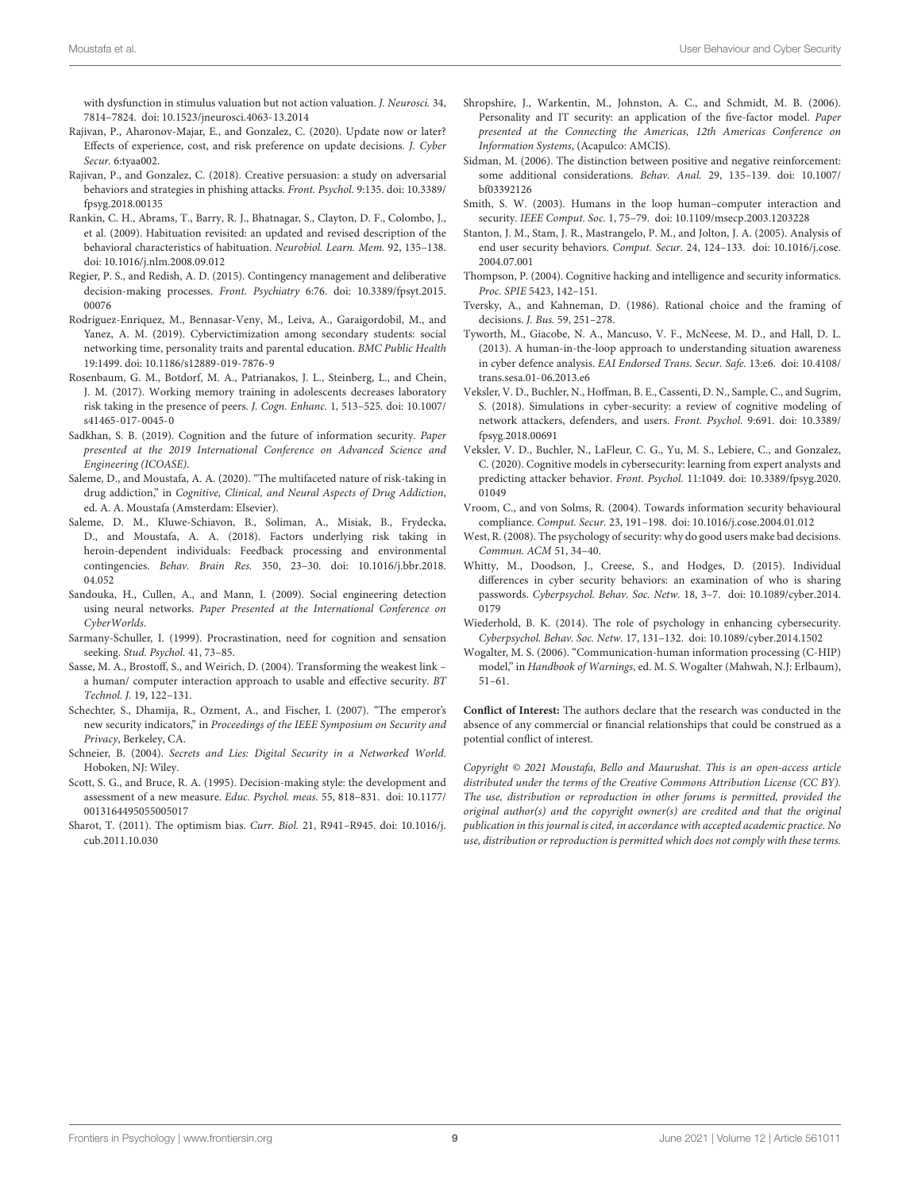with dysfunction in stimulus valuation but not action valuation. *J. Neurosci.* 34, 7814–7824. doi: 10.1523/jneurosci.4063-13.2014

Rajivan, P., Aharonov-Majar, E., and Gonzalez, C. (2020). Update now or later? Effects of experience, cost, and risk preference on update decisions. *J. Cyber Secur.* 6:tyaa002.

Rajivan, P., and Gonzalez, C. (2018). Creative persuasion: a study on adversarial behaviors and strategies in phishing attacks. *Front. Psychol.* 9:135. doi: 10.3389/fpsyg.2018.00135

Rankin, C. H., Abrams, T., Barry, R. J., Bhatnagar, S., Clayton, D. F., Colombo, J., et al. (2009). Habituation revisited: an updated and revised description of the behavioral characteristics of habituation. *Neurobiol. Learn. Mem.* 92, 135–138. doi: 10.1016/j.nlm.2008.09.012

Regier, P. S., and Redish, A. D. (2015). Contingency management and deliberative decision-making processes. *Front. Psychiatry* 6:76. doi: 10.3389/fpsyt.2015.00076

Rodriguez-Enriquez, M., Bennasar-Veny, M., Leiva, A., Garaigordobil, M., and Yanez, A. M. (2019). Cybervictimization among secondary students: social networking time, personality traits and parental education. *BMC Public Health* 19:1499. doi: 10.1186/s12889-019-7876-9

Rosenbaum, G. M., Botdorf, M. A., Patrianakos, J. L., Steinberg, L., and Chein, J. M. (2017). Working memory training in adolescents decreases laboratory risk taking in the presence of peers. *J. Cogn. Enhanc.* 1, 513–525. doi: 10.1007/s41465-017-0045-0

Sadkhan, S. B. (2019). Cognition and the future of information security. *Paper presented at the 2019 International Conference on Advanced Science and Engineering (ICOASE).*

Saleme, D., and Moustafa, A. A. (2020). "The multifaceted nature of risk-taking in drug addiction," in *Cognitive, Clinical, and Neural Aspects of Drug Addiction*, ed. A. A. Moustafa (Amsterdam: Elsevier).

Saleme, D. M., Kluwe-Schiavon, B., Soliman, A., Misiak, B., Frydecka, D., and Moustafa, A. A. (2018). Factors underlying risk taking in heroin-dependent individuals: Feedback processing and environmental contingencies. *Behav. Brain Res.* 350, 23–30. doi: 10.1016/j.bbr.2018.04.052

Sandouka, H., Cullen, A., and Mann, I. (2009). Social engineering detection using neural networks. *Paper Presented at the International Conference on CyberWorlds.*

Sarmany-Schuller, I. (1999). Procrastination, need for cognition and sensation seeking. *Stud. Psychol.* 41, 73–85.

Sasse, M. A., Brostoff, S., and Weirich, D. (2004). Transforming the weakest link – a human/ computer interaction approach to usable and effective security. *BT Technol. J.* 19, 122–131.

Schechter, S., Dhamija, R., Ozment, A., and Fischer, I. (2007). "The emperor's new security indicators," in *Proceedings of the IEEE Symposium on Security and Privacy*, Berkeley, CA.

Schneier, B. (2004). *Secrets and Lies: Digital Security in a Networked World.* Hoboken, NJ: Wiley.

Scott, S. G., and Bruce, R. A. (1995). Decision-making style: the development and assessment of a new measure. *Educ. Psychol. meas.* 55, 818–831. doi: 10.1177/0013164495055005017

Sharot, T. (2011). The optimism bias. *Curr. Biol.* 21, R941–R945. doi: 10.1016/j.cub.2011.10.030

Shropshire, J., Warkentin, M., Johnston, A. C., and Schmidt, M. B. (2006). Personality and IT security: an application of the five-factor model. *Paper presented at the Connecting the Americas, 12th Americas Conference on Information Systems*, (Acapulco: AMCIS).

Sidman, M. (2006). The distinction between positive and negative reinforcement: some additional considerations. *Behav. Anal.* 29, 135–139. doi: 10.1007/bf03392126

Smith, S. W. (2003). Humans in the loop human–computer interaction and security. *IEEE Comput. Soc.* 1, 75–79. doi: 10.1109/msecp.2003.1203228

Stanton, J. M., Stam, J. R., Mastrangelo, P. M., and Jolton, J. A. (2005). Analysis of end user security behaviors. *Comput. Secur.* 24, 124–133. doi: 10.1016/j.cose.2004.07.001

Thompson, P. (2004). Cognitive hacking and intelligence and security informatics. *Proc. SPIE* 5423, 142–151.

Tversky, A., and Kahneman, D. (1986). Rational choice and the framing of decisions. *J. Bus.* 59, 251–278.

Tyworth, M., Giacobe, N. A., Mancuso, V. F., McNeese, M. D., and Hall, D. L. (2013). A human-in-the-loop approach to understanding situation awareness in cyber defence analysis. *EAI Endorsed Trans. Secur. Safe.* 13:e6. doi: 10.4108/trans.sesa.01-06.2013.e6

Veksler, V. D., Buchler, N., Hoffman, B. E., Cassenti, D. N., Sample, C., and Sugrim, S. (2018). Simulations in cyber-security: a review of cognitive modeling of network attackers, defenders, and users. *Front. Psychol.* 9:691. doi: 10.3389/fpsyg.2018.00691

Veksler, V. D., Buchler, N., LaFleur, C. G., Yu, M. S., Lebiere, C., and Gonzalez, C. (2020). Cognitive models in cybersecurity: learning from expert analysts and predicting attacker behavior. *Front. Psychol.* 11:1049. doi: 10.3389/fpsyg.2020.01049

Vroom, C., and von Solms, R. (2004). Towards information security behavioural compliance. *Comput. Secur.* 23, 191–198. doi: 10.1016/j.cose.2004.01.012

West, R. (2008). The psychology of security: why do good users make bad decisions. *Commun. ACM* 51, 34–40.

Whitty, M., Doodson, J., Creese, S., and Hodges, D. (2015). Individual differences in cyber security behaviors: an examination of who is sharing passwords. *Cyberpsychol. Behav. Soc. Netw.* 18, 3–7. doi: 10.1089/cyber.2014.0179

Wiederhold, B. K. (2014). The role of psychology in enhancing cybersecurity. *Cyberpsychol. Behav. Soc. Netw.* 17, 131–132. doi: 10.1089/cyber.2014.1502

Wogalter, M. S. (2006). "Communication-human information processing (C-HIP) model," in *Handbook of Warnings*, ed. M. S. Wogalter (Mahwah, N.J: Erlbaum), 51–61.

**Conflict of Interest:** The authors declare that the research was conducted in the absence of any commercial or financial relationships that could be construed as a potential conflict of interest.

*Copyright © 2021 Moustafa, Bello and Maurushat. This is an open-access article distributed under the terms of the Creative Commons Attribution License (CC BY). The use, distribution or reproduction in other forums is permitted, provided the original author(s) and the copyright owner(s) are credited and that the original publication in this journal is cited, in accordance with accepted academic practice. No use, distribution or reproduction is permitted which does not comply with these terms.*